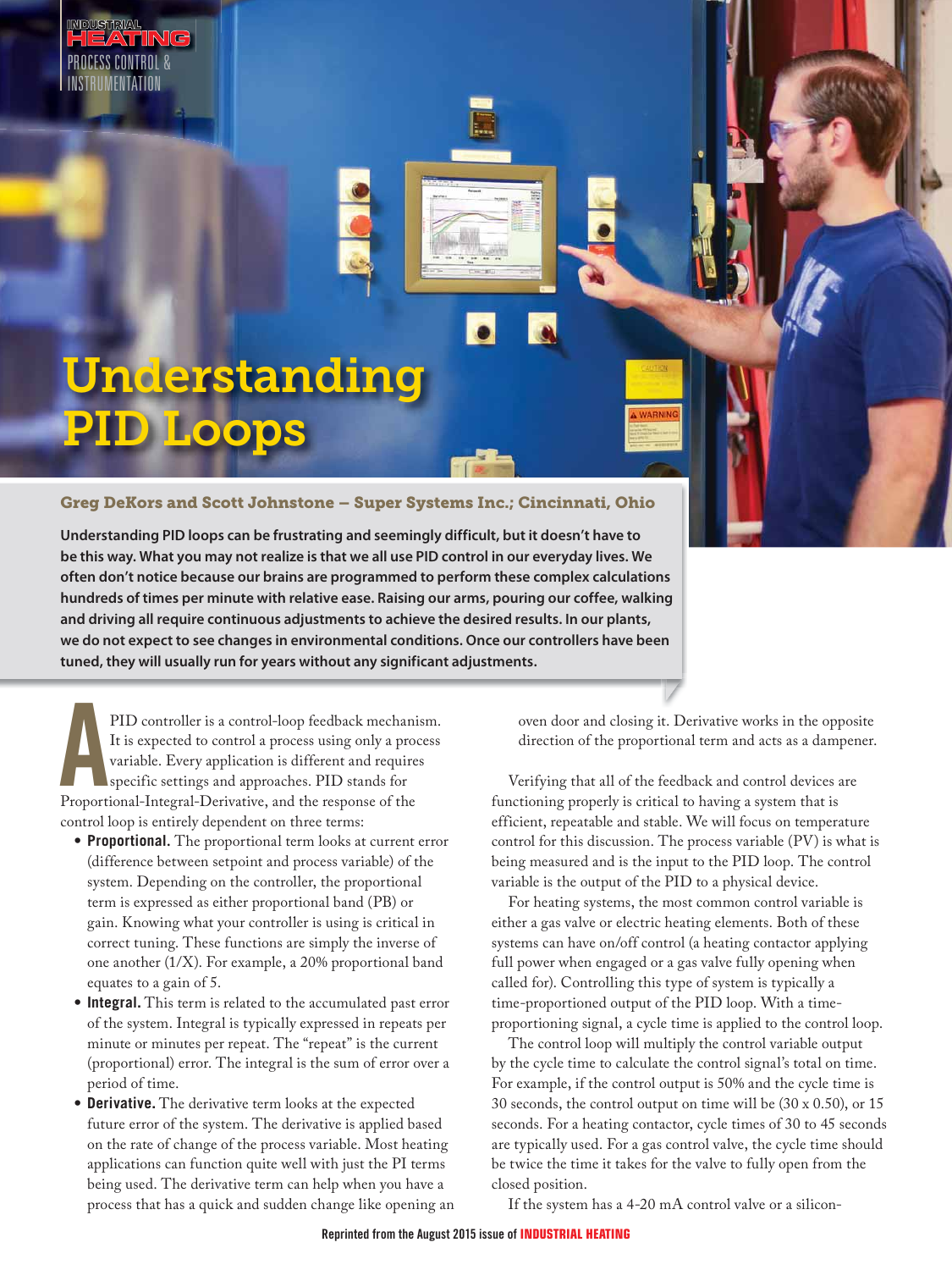# Understanding PID Loops

**Greg DeKors and Scott Johnstone – Super Systems Inc.; Cincinnati, Ohio**

**Understanding PID loops can be frustrating and seemingly difficult, but it doesn't have to be this way. What you may not realize is that we all use PID control in our everyday lives. We often don't notice because our brains are programmed to perform these complex calculations hundreds of times per minute with relative ease. Raising our arms, pouring our coffee, walking and driving all require continuous adjustments to achieve the desired results. In our plants, we do not expect to see changes in environmental conditions. Once our controllers have been tuned, they will usually run for years without any significant adjustments.**

A PID controller is a control-loop feedback mechanism. It is expected to control a process using only a process variable. Every application is different and requires specific settings and approaches. PID stands for Proportional-Integral-Derivative, and the response of the control loop is entirely dependent on three terms:

- **Proportional.** The proportional term looks at current error (difference between setpoint and process variable) of the system. Depending on the controller, the proportional term is expressed as either proportional band (PB) or gain. Knowing what your controller is using is critical in correct tuning. These functions are simply the inverse of one another (1/X). For example, a 20% proportional band equates to a gain of 5.
- **Integral.** This term is related to the accumulated past error of the system. Integral is typically expressed in repeats per minute or minutes per repeat. The "repeat" is the current (proportional) error. The integral is the sum of error over a period of time.
- **Derivative.** The derivative term looks at the expected future error of the system. The derivative is applied based on the rate of change of the process variable. Most heating applications can function quite well with just the PI terms being used. The derivative term can help when you have a process that has a quick and sudden change like opening an oven door and closing it. Derivative works in the opposite direction of the proportional term and acts as a dampener.

Verifying that all of the feedback and control devices are functioning properly is critical to having a system that is efficient, repeatable and stable. We will focus on temperature control for this discussion. The process variable (PV) is what is being measured and is the input to the PID loop. The control variable is the output of the PID to a physical device.

For heating systems, the most common control variable is either a gas valve or electric heating elements. Both of these systems can have on/off control (a heating contactor applying full power when engaged or a gas valve fully opening when called for). Controlling this type of system is typically a time-proportioned output of the PID loop. With a time-proportioning signal, a cycle time is applied to the control loop.

The control loop will multiply the control variable output by the cycle time to calculate the control signal's total on time. For example, if the control output is 50% and the cycle time is 30 seconds, the control output on time will be (30 x 0.50), or 15 seconds. For a heating contactor, cycle times of 30 to 45 seconds are typically used. For a gas control valve, the cycle time should be twice the time it takes for the valve to fully open from the closed position.

If the system has a 4-20 mA control valve or a silicon-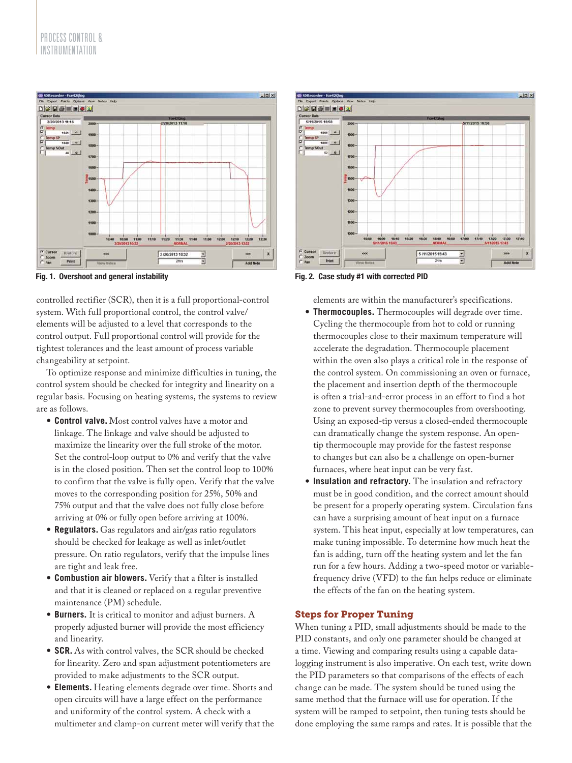Fig. 1. Overshoot and general instability

Fig. 2. Case study #1 with corrected PID

controlled rectifier (SCR), then it is a full proportional-control system. With full proportional control, the control valve/elements will be adjusted to a level that corresponds to the control output. Full proportional control will provide for the tightest tolerances and the least amount of process variable changeability at setpoint.

To optimize response and minimize difficulties in tuning, the control system should be checked for integrity and linearity on a regular basis. Focusing on heating systems, the systems to review are as follows.

- **Control valve.** Most control valves have a motor and linkage. The linkage and valve should be adjusted to maximize the linearity over the full stroke of the motor. Set the control-loop output to 0% and verify that the valve is in the closed position. Then set the control loop to 100% to confirm that the valve is fully open. Verify that the valve moves to the corresponding position for 25%, 50% and 75% output and that the valve does not fully close before arriving at 0% or fully open before arriving at 100%.
- **Regulators.** Gas regulators and air/gas ratio regulators should be checked for leakage as well as inlet/outlet pressure. On ratio regulators, verify that the impulse lines are tight and leak free.
- **Combustion air blowers.** Verify that a filter is installed and that it is cleaned or replaced on a regular preventive maintenance (PM) schedule.
- **Burners.** It is critical to monitor and adjust burners. A properly adjusted burner will provide the most efficiency and linearity.
- **SCR.** As with control valves, the SCR should be checked for linearity. Zero and span adjustment potentiometers are provided to make adjustments to the SCR output.
- **Elements.** Heating elements degrade over time. Shorts and open circuits will have a large effect on the performance and uniformity of the control system. A check with a multimeter and clamp-on current meter will verify that the elements are within the manufacturer's specifications.
- **Thermocouples.** Thermocouples will degrade over time. Cycling the thermocouple from hot to cold or running thermocouples close to their maximum temperature will accelerate the degradation. Thermocouple placement within the oven also plays a critical role in the response of the control system. On commissioning an oven or furnace, the placement and insertion depth of the thermocouple is often a trial-and-error process in an effort to find a hot zone to prevent survey thermocouples from overshooting. Using an exposed-tip versus a closed-ended thermocouple can dramatically change the system response. An open-tip thermocouple may provide for the fastest response to changes but can also be a challenge on open-burner furnaces, where heat input can be very fast.
- **Insulation and refractory.** The insulation and refractory must be in good condition, and the correct amount should be present for a properly operating system. Circulation fans can have a surprising amount of heat input on a furnace system. This heat input, especially at low temperatures, can make tuning impossible. To determine how much heat the fan is adding, turn off the heating system and let the fan run for a few hours. Adding a two-speed motor or variable-frequency drive (VFD) to the fan helps reduce or eliminate the effects of the fan on the heating system.

## Steps for Proper Tuning

When tuning a PID, small adjustments should be made to the PID constants, and only one parameter should be changed at a time. Viewing and comparing results using a capable data-logging instrument is also imperative. On each test, write down the PID parameters so that comparisons of the effects of each change can be made. The system should be tuned using the same method that the furnace will use for operation. If the system will be ramped to setpoint, then tuning tests should be done employing the same ramps and rates. It is possible that the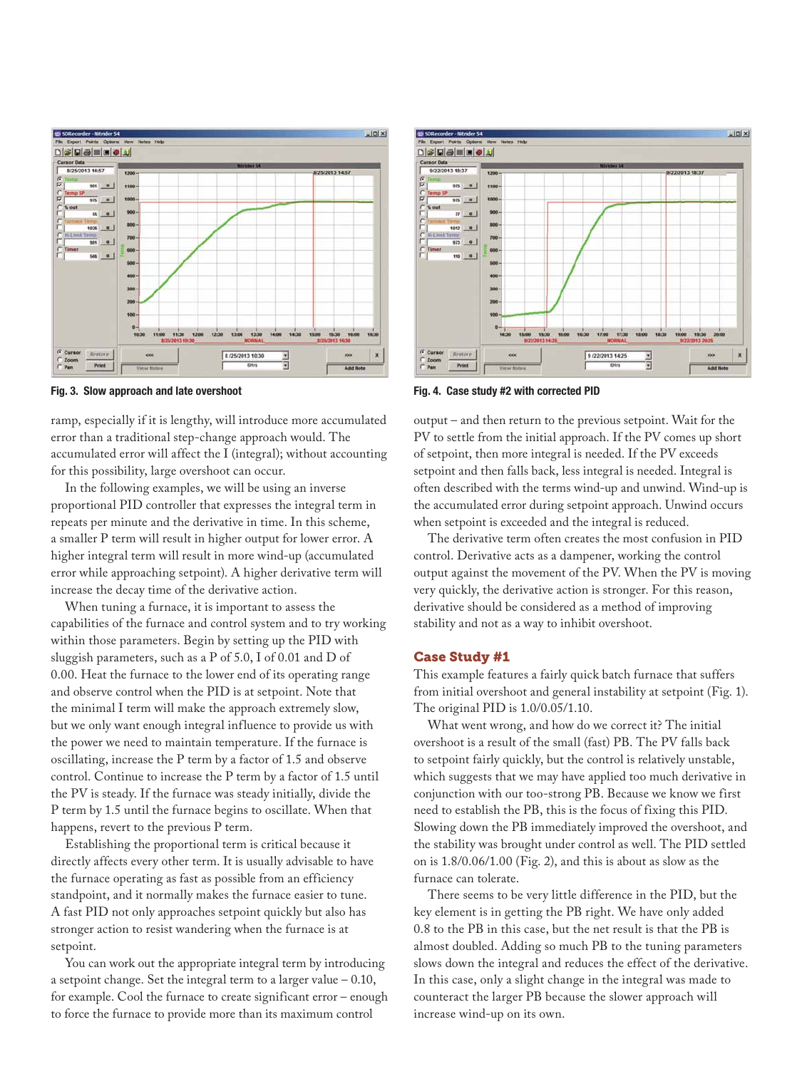Fig. 3. Slow approach and late overshoot

Fig. 4. Case study #2 with corrected PID

ramp, especially if it is lengthy, will introduce more accumulated error than a traditional step-change approach would. The accumulated error will affect the I (integral); without accounting for this possibility, large overshoot can occur.

In the following examples, we will be using an inverse proportional PID controller that expresses the integral term in repeats per minute and the derivative in time. In this scheme, a smaller P term will result in higher output for lower error. A higher integral term will result in more wind-up (accumulated error while approaching setpoint). A higher derivative term will increase the decay time of the derivative action.

When tuning a furnace, it is important to assess the capabilities of the furnace and control system and to try working within those parameters. Begin by setting up the PID with sluggish parameters, such as a P of 5.0, I of 0.01 and D of 0.00. Heat the furnace to the lower end of its operating range and observe control when the PID is at setpoint. Note that the minimal I term will make the approach extremely slow, but we only want enough integral influence to provide us with the power we need to maintain temperature. If the furnace is oscillating, increase the P term by a factor of 1.5 and observe control. Continue to increase the P term by a factor of 1.5 until the PV is steady. If the furnace was steady initially, divide the P term by 1.5 until the furnace begins to oscillate. When that happens, revert to the previous P term.

Establishing the proportional term is critical because it directly affects every other term. It is usually advisable to have the furnace operating as fast as possible from an efficiency standpoint, and it normally makes the furnace easier to tune. A fast PID not only approaches setpoint quickly but also has stronger action to resist wandering when the furnace is at setpoint.

You can work out the appropriate integral term by introducing a setpoint change. Set the integral term to a larger value – 0.10, for example. Cool the furnace to create significant error – enough to force the furnace to provide more than its maximum control output – and then return to the previous setpoint. Wait for the PV to settle from the initial approach. If the PV comes up short of setpoint, then more integral is needed. If the PV exceeds setpoint and then falls back, less integral is needed. Integral is often described with the terms wind-up and unwind. Wind-up is the accumulated error during setpoint approach. Unwind occurs when setpoint is exceeded and the integral is reduced.

The derivative term often creates the most confusion in PID control. Derivative acts as a dampener, working the control output against the movement of the PV. When the PV is moving very quickly, the derivative action is stronger. For this reason, derivative should be considered as a method of improving stability and not as a way to inhibit overshoot.

## Case Study #1

This example features a fairly quick batch furnace that suffers from initial overshoot and general instability at setpoint (Fig. 1). The original PID is 1.0/0.05/1.10.

What went wrong, and how do we correct it? The initial overshoot is a result of the small (fast) PB. The PV falls back to setpoint fairly quickly, but the control is relatively unstable, which suggests that we may have applied too much derivative in conjunction with our too-strong PB. Because we know we first need to establish the PB, this is the focus of fixing this PID. Slowing down the PB immediately improved the overshoot, and the stability was brought under control as well. The PID settled on is 1.8/0.06/1.00 (Fig. 2), and this is about as slow as the furnace can tolerate.

There seems to be very little difference in the PID, but the key element is in getting the PB right. We have only added 0.8 to the PB in this case, but the net result is that the PB is almost doubled. Adding so much PB to the tuning parameters slows down the integral and reduces the effect of the derivative. In this case, only a slight change in the integral was made to counteract the larger PB because the slower approach will increase wind-up on its own.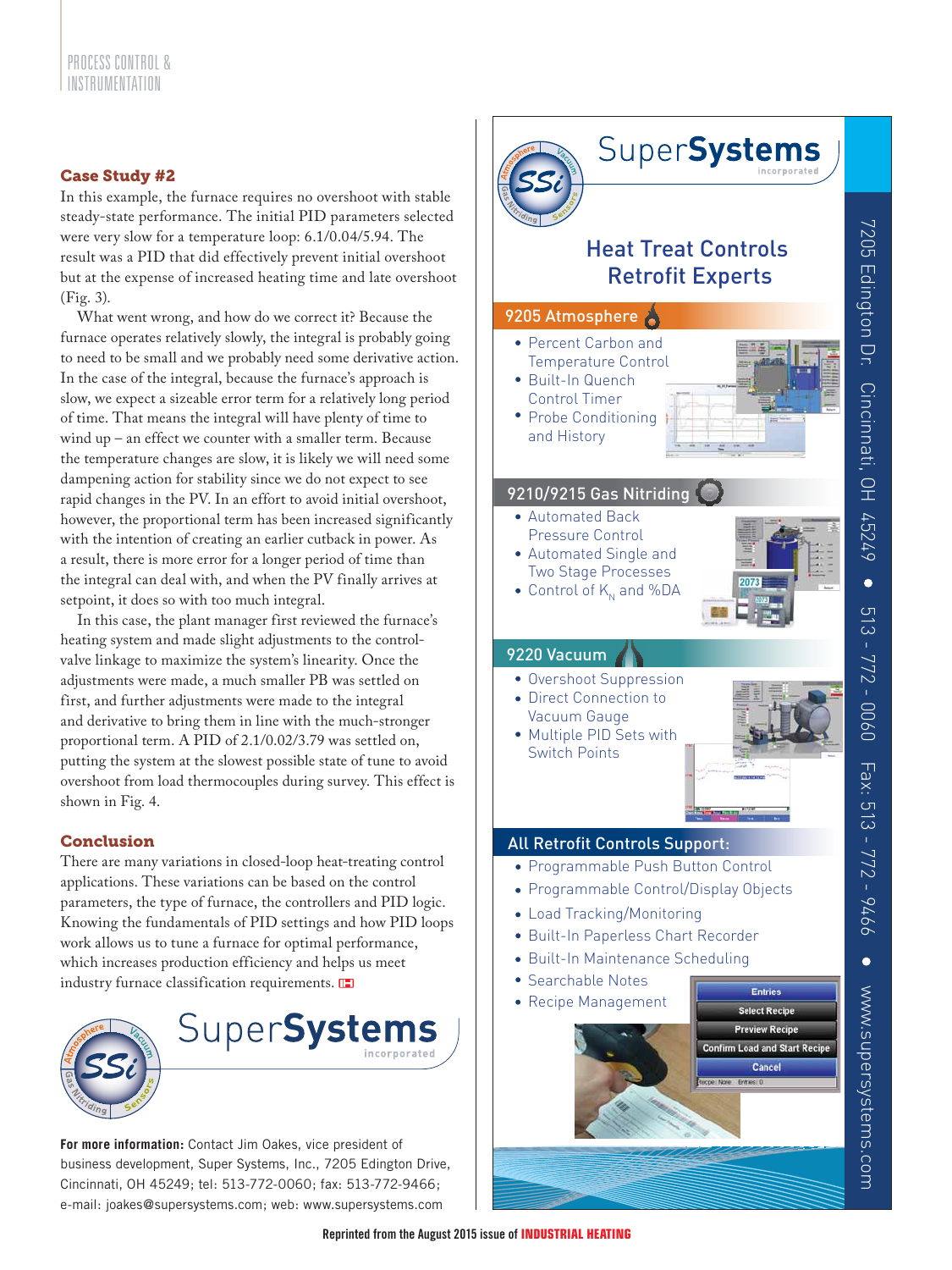### Case Study #2

In this example, the furnace requires no overshoot with stable steady-state performance. The initial PID parameters selected were very slow for a temperature loop: 6.1/0.04/5.94. The result was a PID that did effectively prevent initial overshoot but at the expense of increased heating time and late overshoot (Fig. 3).

What went wrong, and how do we correct it? Because the furnace operates relatively slowly, the integral is probably going to need to be small and we probably need some derivative action. In the case of the integral, because the furnace's approach is slow, we expect a sizeable error term for a relatively long period of time. That means the integral will have plenty of time to wind up – an effect we counter with a smaller term. Because the temperature changes are slow, it is likely we will need some dampening action for stability since we do not expect to see rapid changes in the PV. In an effort to avoid initial overshoot, however, the proportional term has been increased significantly with the intention of creating an earlier cutback in power. As a result, there is more error for a longer period of time than the integral can deal with, and when the PV finally arrives at setpoint, it does so with too much integral.

In this case, the plant manager first reviewed the furnace's heating system and made slight adjustments to the control-valve linkage to maximize the system's linearity. Once the adjustments were made, a much smaller PB was settled on first, and further adjustments were made to the integral and derivative to bring them in line with the much-stronger proportional term. A PID of 2.1/0.02/3.79 was settled on, putting the system at the slowest possible state of tune to avoid overshoot from load thermocouples during survey. This effect is shown in Fig. 4.

### Conclusion

There are many variations in closed-loop heat-treating control applications. These variations can be based on the control parameters, the type of furnace, the controllers and PID logic. Knowing the fundamentals of PID settings and how PID loops work allows us to tune a furnace for optimal performance, which increases production efficiency and helps us meet industry furnace classification requirements.

SuperSystems incorporated

**For more information:** Contact Jim Oakes, vice president of business development, Super Systems, Inc., 7205 Edington Drive, Cincinnati, OH 45249; tel: 513-772-0060; fax: 513-772-9466; e-mail: joakes@supersystems.com; web: www.supersystems.com

---

SuperSystems incorporated

## Heat Treat Controls Retrofit Experts

**9205 Atmosphere**

- Percent Carbon and Temperature Control
- Built-In Quench Control Timer
- Probe Conditioning and History

**9210/9215 Gas Nitriding**

- Automated Back Pressure Control
- Automated Single and Two Stage Processes
- Control of $K_N$ and %DA

**9220 Vacuum**

- Overshoot Suppression
- Direct Connection to Vacuum Gauge
- Multiple PID Sets with Switch Points

**All Retrofit Controls Support:**

- Programmable Push Button Control
- Programmable Control/Display Objects
- Load Tracking/Monitoring
- Built-In Paperless Chart Recorder
- Built-In Maintenance Scheduling
- Searchable Notes
- Recipe Management

7205 Edington Dr. Cincinnati, OH 45249 • 513 - 772 - 0060 Fax: 513 - 772 - 9466 • www.supersystems.com

Reprinted from the August 2015 issue of INDUSTRIAL HEATING